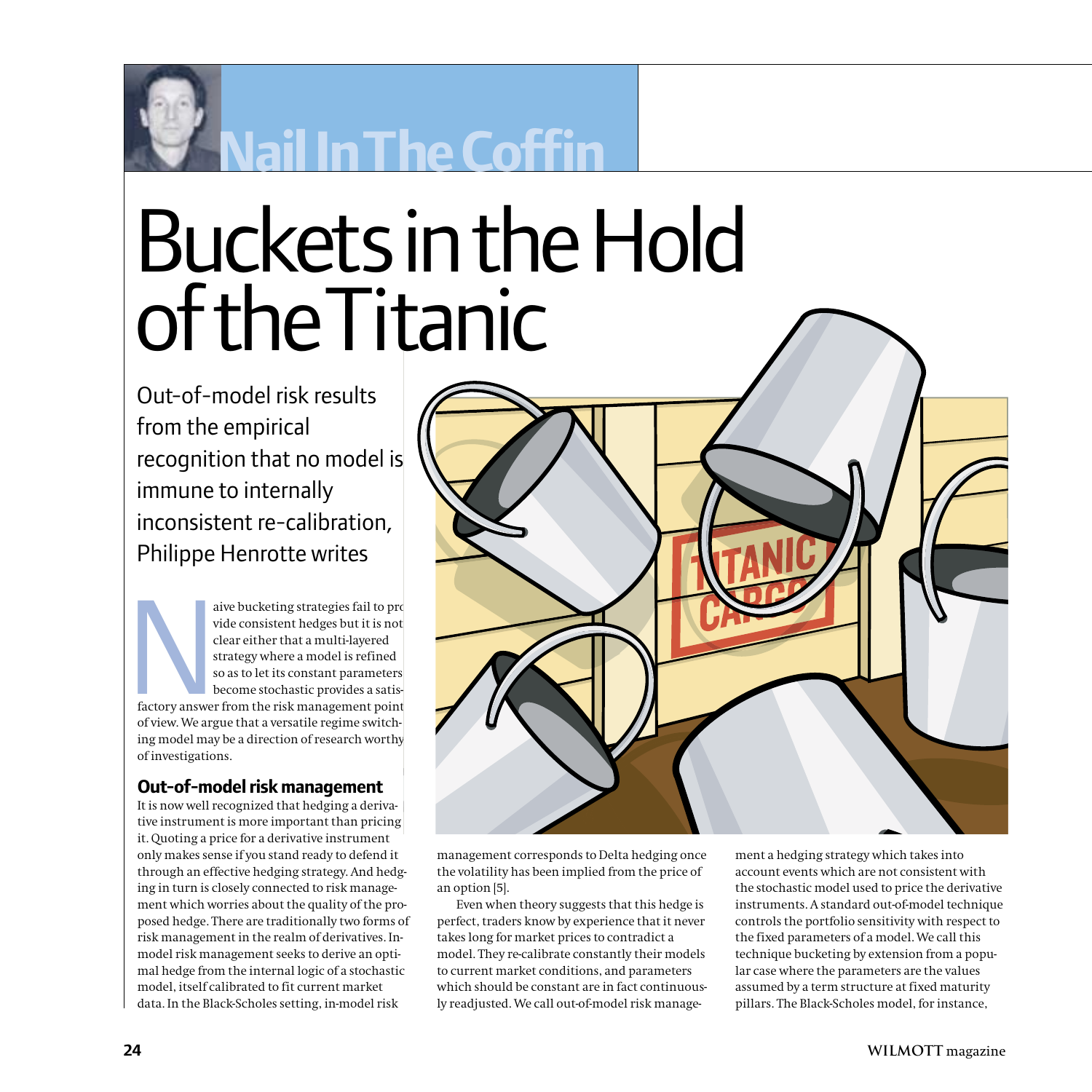Nail In The Coffin

# Buckets in the Hold of the Titanic

Out-of-model risk results from the empirical recognition that no model is immune to internally inconsistent re-calibration, Philippe Henrotte writes

Naive bucketing strategies fail to provide consistent hedges but it is not clear either that a multi-layered strategy where a model is refined so as to let its constant parameters become stochastic provides a satisfactory answer from the risk management point of view. We argue that a versatile regime switching model may be a direction of research worthy of investigations.

## Out-of-model risk management

It is now well recognized that hedging a derivative instrument is more important than pricing it. Quoting a price for a derivative instrument only makes sense if you stand ready to defend it through an effective hedging strategy. And hedging in turn is closely connected to risk management which worries about the quality of the proposed hedge. There are traditionally two forms of risk management in the realm of derivatives. In-model risk management seeks to derive an optimal hedge from the internal logic of a stochastic model, itself calibrated to fit current market data. In the Black-Scholes setting, in-model risk management corresponds to Delta hedging once the volatility has been implied from the price of an option [5].

Even when theory suggests that this hedge is perfect, traders know by experience that it never takes long for market prices to contradict a model. They re-calibrate constantly their models to current market conditions, and parameters which should be constant are in fact continuously readjusted. We call out-of-model risk management a hedging strategy which takes into account events which are not consistent with the stochastic model used to price the derivative instruments. A standard out-of-model technique controls the portfolio sensitivity with respect to the fixed parameters of a model. We call this technique bucketing by extension from a popular case where the parameters are the values assumed by a term structure at fixed maturity pillars. The Black-Scholes model, for instance,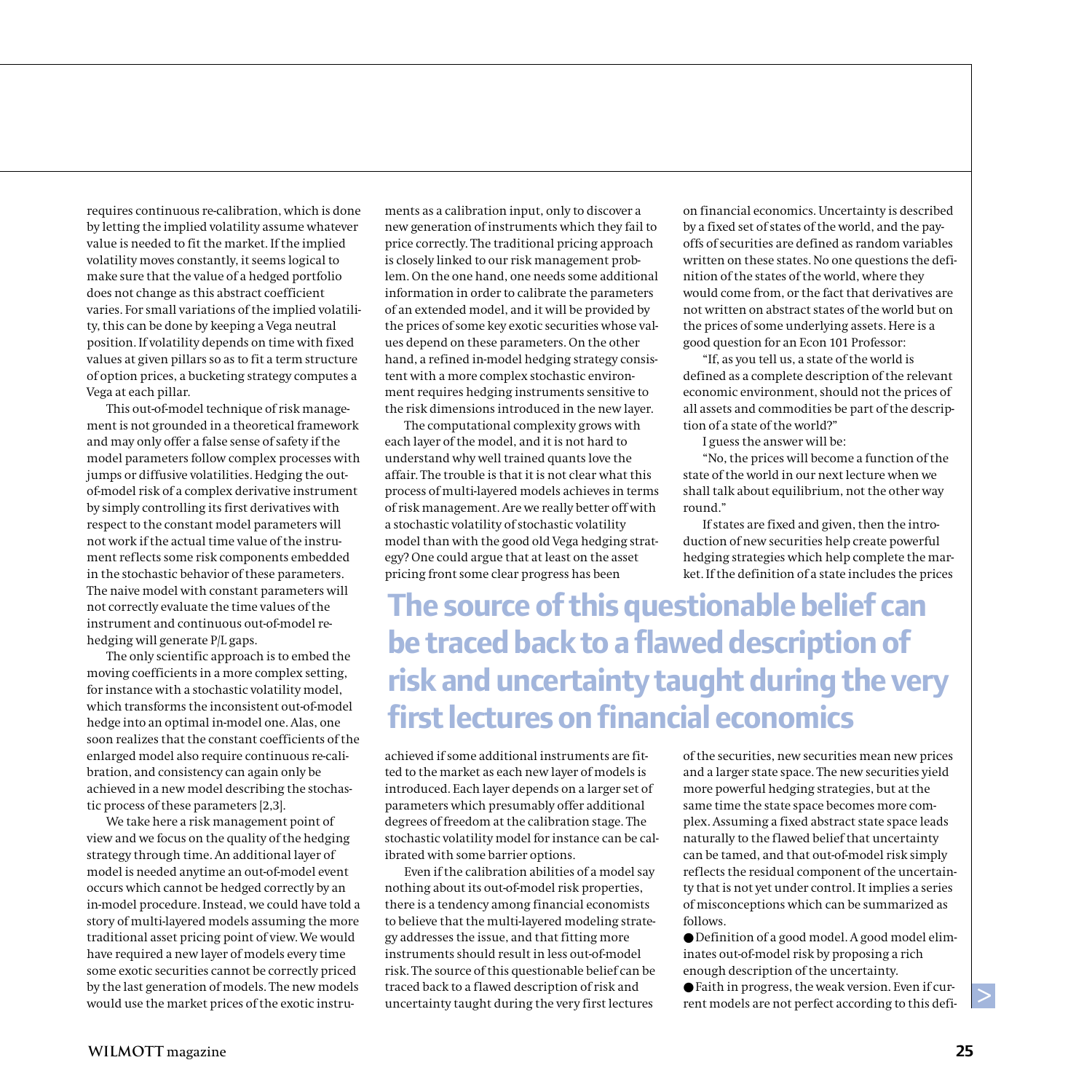requires continuous re-calibration, which is done by letting the implied volatility assume whatever value is needed to fit the market. If the implied volatility moves constantly, it seems logical to make sure that the value of a hedged portfolio does not change as this abstract coefficient varies. For small variations of the implied volatility, this can be done by keeping a Vega neutral position. If volatility depends on time with fixed values at given pillars so as to fit a term structure of option prices, a bucketing strategy computes a Vega at each pillar.

This out-of-model technique of risk management is not grounded in a theoretical framework and may only offer a false sense of safety if the model parameters follow complex processes with jumps or diffusive volatilities. Hedging the out-of-model risk of a complex derivative instrument by simply controlling its first derivatives with respect to the constant model parameters will not work if the actual time value of the instrument reflects some risk components embedded in the stochastic behavior of these parameters. The naive model with constant parameters will not correctly evaluate the time values of the instrument and continuous out-of-model re-hedging will generate P/L gaps.

The only scientific approach is to embed the moving coefficients in a more complex setting, for instance with a stochastic volatility model, which transforms the inconsistent out-of-model hedge into an optimal in-model one. Alas, one soon realizes that the constant coefficients of the enlarged model also require continuous re-calibration, and consistency can again only be achieved in a new model describing the stochastic process of these parameters [2,3].

We take here a risk management point of view and we focus on the quality of the hedging strategy through time. An additional layer of model is needed anytime an out-of-model event occurs which cannot be hedged correctly by an in-model procedure. Instead, we could have told a story of multi-layered models assuming the more traditional asset pricing point of view. We would have required a new layer of models every time some exotic securities cannot be correctly priced by the last generation of models. The new models would use the market prices of the exotic instruments as a calibration input, only to discover a new generation of instruments which they fail to price correctly. The traditional pricing approach is closely linked to our risk management problem. On the one hand, one needs some additional information in order to calibrate the parameters of an extended model, and it will be provided by the prices of some key exotic securities whose values depend on these parameters. On the other hand, a refined in-model hedging strategy consistent with a more complex stochastic environment requires hedging instruments sensitive to the risk dimensions introduced in the new layer.

The computational complexity grows with each layer of the model, and it is not hard to understand why well trained quants love the affair. The trouble is that it is not clear what this process of multi-layered models achieves in terms of risk management. Are we really better off with a stochastic volatility of stochastic volatility model than with the good old Vega hedging strategy? One could argue that at least on the asset pricing front some clear progress has been achieved if some additional instruments are fitted to the market as each new layer of models is introduced. Each layer depends on a larger set of parameters which presumably offer additional degrees of freedom at the calibration stage. The stochastic volatility model for instance can be calibrated with some barrier options.

Even if the calibration abilities of a model say nothing about its out-of-model risk properties, there is a tendency among financial economists to believe that the multi-layered modeling strategy addresses the issue, and that fitting more instruments should result in less out-of-model risk. The source of this questionable belief can be traced back to a flawed description of risk and uncertainty taught during the very first lectures on financial economics. Uncertainty is described by a fixed set of states of the world, and the payoffs of securities are defined as random variables written on these states. No one questions the definition of the states of the world, where they would come from, or the fact that derivatives are not written on abstract states of the world but on the prices of some underlying assets. Here is a good question for an Econ 101 Professor:

"If, as you tell us, a state of the world is defined as a complete description of the relevant economic environment, should not the prices of all assets and commodities be part of the description of a state of the world?"

I guess the answer will be:

"No, the prices will become a function of the state of the world in our next lecture when we shall talk about equilibrium, not the other way round."

If states are fixed and given, then the introduction of new securities help create powerful hedging strategies which help complete the market. If the definition of a state includes the prices of the securities, new securities mean new prices and a larger state space. The new securities yield more powerful hedging strategies, but at the same time the state space becomes more complex. Assuming a fixed abstract state space leads naturally to the flawed belief that uncertainty can be tamed, and that out-of-model risk simply reflects the residual component of the uncertainty that is not yet under control. It implies a series of misconceptions which can be summarized as follows.

- Definition of a good model. A good model eliminates out-of-model risk by proposing a rich enough description of the uncertainty.
- Faith in progress, the weak version. Even if current models are not perfect according to this defi-

**The source of this questionable belief can be traced back to a flawed description of risk and uncertainty taught during the very first lectures on financial economics**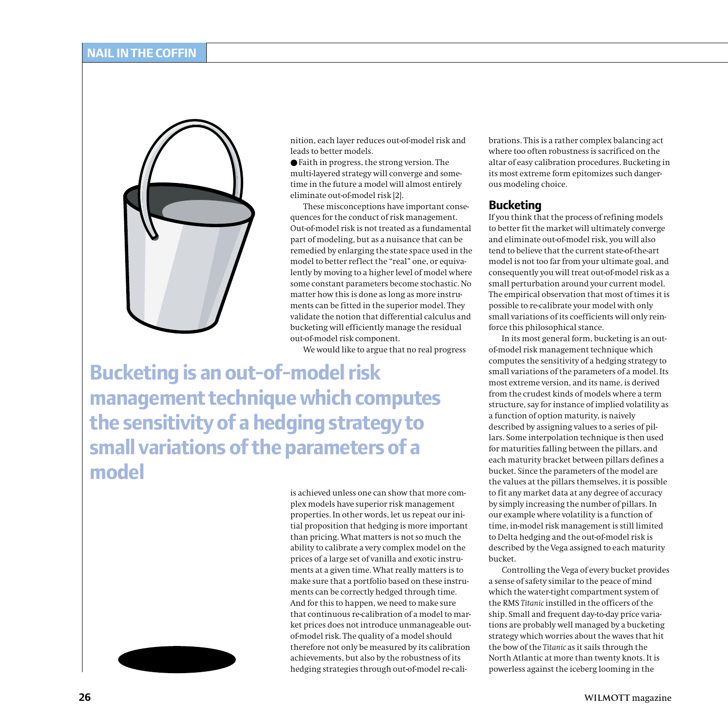nition, each layer reduces out-of-model risk and leads to better models.

- Faith in progress, the strong version. The multi-layered strategy will converge and sometime in the future a model will almost entirely eliminate out-of-model risk [2].

These misconceptions have important consequences for the conduct of risk management. Out-of-model risk is not treated as a fundamental part of modeling, but as a nuisance that can be remedied by enlarging the state space used in the model to better reflect the "real" one, or equivalently by moving to a higher level of model where some constant parameters become stochastic. No matter how this is done as long as more instruments can be fitted in the superior model. They validate the notion that differential calculus and bucketing will efficiently manage the residual out-of-model risk component.

We would like to argue that no real progress is achieved unless one can show that more complex models have superior risk management properties. In other words, let us repeat our initial proposition that hedging is more important than pricing. What matters is not so much the ability to calibrate a very complex model on the prices of a large set of vanilla and exotic instruments at a given time. What really matters is to make sure that a portfolio based on these instruments can be correctly hedged through time. And for this to happen, we need to make sure that continuous re-calibration of a model to market prices does not introduce unmanageable out-of-model risk. The quality of a model should therefore not only be measured by its calibration achievements, but also by the robustness of its hedging strategies through out-of-model re-calibrations. This is a rather complex balancing act where too often robustness is sacrificed on the altar of easy calibration procedures. Bucketing in its most extreme form epitomizes such dangerous modeling choice.

**Bucketing is an out-of-model risk management technique which computes the sensitivity of a hedging strategy to small variations of the parameters of a model**

## Bucketing

If you think that the process of refining models to better fit the market will ultimately converge and eliminate out-of-model risk, you will also tend to believe that the current state-of-the-art model is not too far from your ultimate goal, and consequently you will treat out-of-model risk as a small perturbation around your current model. The empirical observation that most of times it is possible to re-calibrate your model with only small variations of its coefficients will only reinforce this philosophical stance.

In its most general form, bucketing is an out-of-model risk management technique which computes the sensitivity of a hedging strategy to small variations of the parameters of a model. Its most extreme version, and its name, is derived from the crudest kinds of models where a term structure, say for instance of implied volatility as a function of option maturity, is naively described by assigning values to a series of pillars. Some interpolation technique is then used for maturities falling between the pillars, and each maturity bracket between pillars defines a bucket. Since the parameters of the model are the values at the pillars themselves, it is possible to fit any market data at any degree of accuracy by simply increasing the number of pillars. In our example where volatility is a function of time, in-model risk management is still limited to Delta hedging and the out-of-model risk is described by the Vega assigned to each maturity bucket.

Controlling the Vega of every bucket provides a sense of safety similar to the peace of mind which the water-tight compartment system of the RMS *Titanic* instilled in the officers of the ship. Small and frequent day-to-day price variations are probably well managed by a bucketing strategy which worries about the waves that hit the bow of the *Titanic* as it sails through the North Atlantic at more than twenty knots. It is powerless against the iceberg looming in the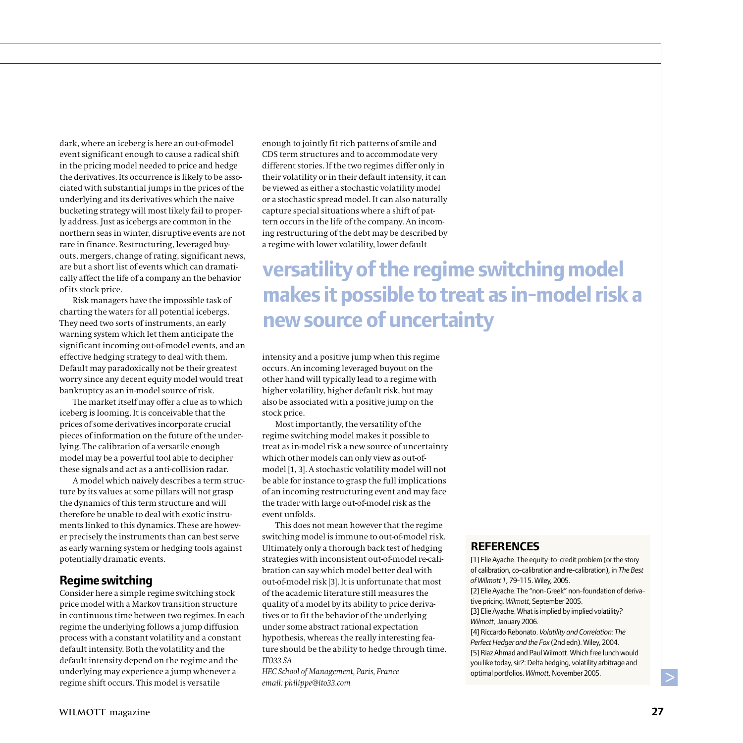dark, where an iceberg is here an out-of-model event significant enough to cause a radical shift in the pricing model needed to price and hedge the derivatives. Its occurrence is likely to be associated with substantial jumps in the prices of the underlying and its derivatives which the naive bucketing strategy will most likely fail to properly address. Just as icebergs are common in the northern seas in winter, disruptive events are not rare in finance. Restructuring, leveraged buyouts, mergers, change of rating, significant news, are but a short list of events which can dramatically affect the life of a company an the behavior of its stock price.

Risk managers have the impossible task of charting the waters for all potential icebergs. They need two sorts of instruments, an early warning system which let them anticipate the significant incoming out-of-model events, and an effective hedging strategy to deal with them. Default may paradoxically not be their greatest worry since any decent equity model would treat bankruptcy as an in-model source of risk.

The market itself may offer a clue as to which iceberg is looming. It is conceivable that the prices of some derivatives incorporate crucial pieces of information on the future of the underlying. The calibration of a versatile enough model may be a powerful tool able to decipher these signals and act as a anti-collision radar.

A model which naively describes a term structure by its values at some pillars will not grasp the dynamics of this term structure and will therefore be unable to deal with exotic instruments linked to this dynamics. These are however precisely the instruments than can best serve as early warning system or hedging tools against potentially dramatic events.

## Regime switching

Consider here a simple regime switching stock price model with a Markov transition structure in continuous time between two regimes. In each regime the underlying follows a jump diffusion process with a constant volatility and a constant default intensity. Both the volatility and the default intensity depend on the regime and the underlying may experience a jump whenever a regime shift occurs. This model is versatile enough to jointly fit rich patterns of smile and CDS term structures and to accommodate very different stories. If the two regimes differ only in their volatility or in their default intensity, it can be viewed as either a stochastic volatility model or a stochastic spread model. It can also naturally capture special situations where a shift of pattern occurs in the life of the company. An incoming restructuring of the debt may be described by a regime with lower volatility, lower default intensity and a positive jump when this regime occurs. An incoming leveraged buyout on the other hand will typically lead to a regime with higher volatility, higher default risk, but may also be associated with a positive jump on the stock price.

**versatility of the regime switching model makes it possible to treat as in-model risk a new source of uncertainty**

Most importantly, the versatility of the regime switching model makes it possible to treat as in-model risk a new source of uncertainty which other models can only view as out-of-model [1, 3]. A stochastic volatility model will not be able for instance to grasp the full implications of an incoming restructuring event and may face the trader with large out-of-model risk as the event unfolds.

This does not mean however that the regime switching model is immune to out-of-model risk. Ultimately only a thorough back test of hedging strategies with inconsistent out-of-model re-calibration can say which model better deal with out-of-model risk [3]. It is unfortunate that most of the academic literature still measures the quality of a model by its ability to price derivatives or to fit the behavior of the underlying under some abstract rational expectation hypothesis, whereas the really interesting feature should be the ability to hedge through time.

*ITO33 SA*
*HEC School of Management, Paris, France*
*email: philippe@ito33.com*

## REFERENCES

[1] Elie Ayache. The equity-to-credit problem (or the story of calibration, co-calibration and re-calibration), in *The Best of Wilmott 1*, 79–115. Wiley, 2005.
[2] Elie Ayache. The "non-Greek" non-foundation of derivative pricing. *Wilmott*, September 2005.
[3] Elie Ayache. What is implied by implied volatility? *Wilmott*, January 2006.
[4] Riccardo Rebonato. *Volatility and Correlation: The Perfect Hedger and the Fox* (2nd edn). Wiley, 2004.
[5] Riaz Ahmad and Paul Wilmott. Which free lunch would you like today, sir?: Delta hedging, volatility arbitrage and optimal portfolios. *Wilmott*, November 2005.